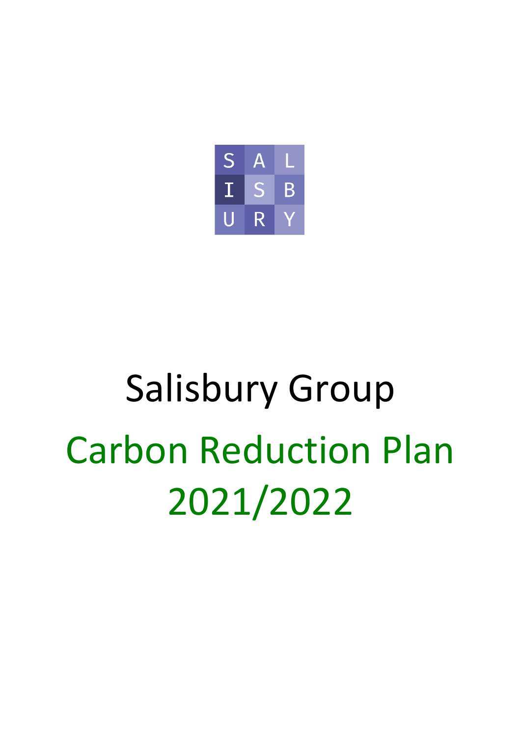S A L
I S B
U R Y

# Salisbury Group

# Carbon Reduction Plan 2021/2022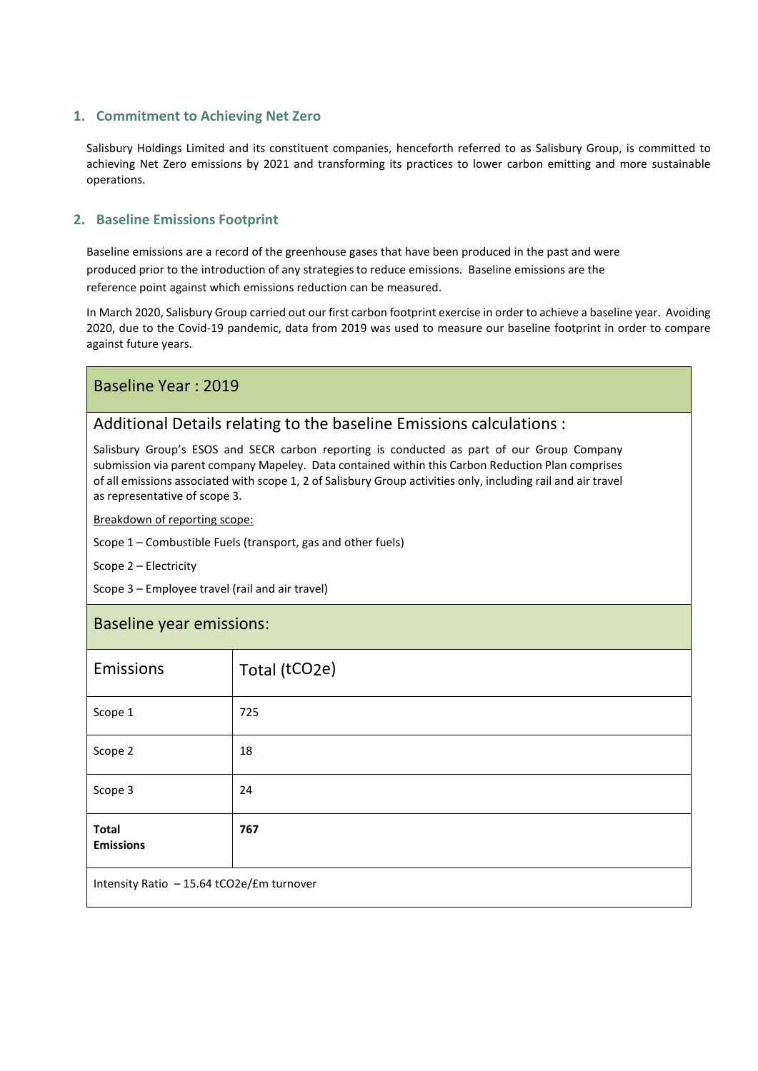## 1. Commitment to Achieving Net Zero

Salisbury Holdings Limited and its constituent companies, henceforth referred to as Salisbury Group, is committed to achieving Net Zero emissions by 2021 and transforming its practices to lower carbon emitting and more sustainable operations.

## 2. Baseline Emissions Footprint

Baseline emissions are a record of the greenhouse gases that have been produced in the past and were produced prior to the introduction of any strategies to reduce emissions. Baseline emissions are the reference point against which emissions reduction can be measured.

In March 2020, Salisbury Group carried out our first carbon footprint exercise in order to achieve a baseline year. Avoiding 2020, due to the Covid-19 pandemic, data from 2019 was used to measure our baseline footprint in order to compare against future years.

### Baseline Year : 2019

#### Additional Details relating to the baseline Emissions calculations :

Salisbury Group's ESOS and SECR carbon reporting is conducted as part of our Group Company submission via parent company Mapeley. Data contained within this Carbon Reduction Plan comprises of all emissions associated with scope 1, 2 of Salisbury Group activities only, including rail and air travel as representative of scope 3.

Breakdown of reporting scope:

Scope 1 – Combustible Fuels (transport, gas and other fuels)

Scope 2 – Electricity

Scope 3 – Employee travel (rail and air travel)

#### Baseline year emissions:

| Emissions | Total ($tCO_2e$) |
|---|---|
| Scope 1 | 725 |
| Scope 2 | 18 |
| Scope 3 | 24 |
| **Total Emissions** | **767** |

Intensity Ratio – 15.64 $tCO_2e$/£m turnover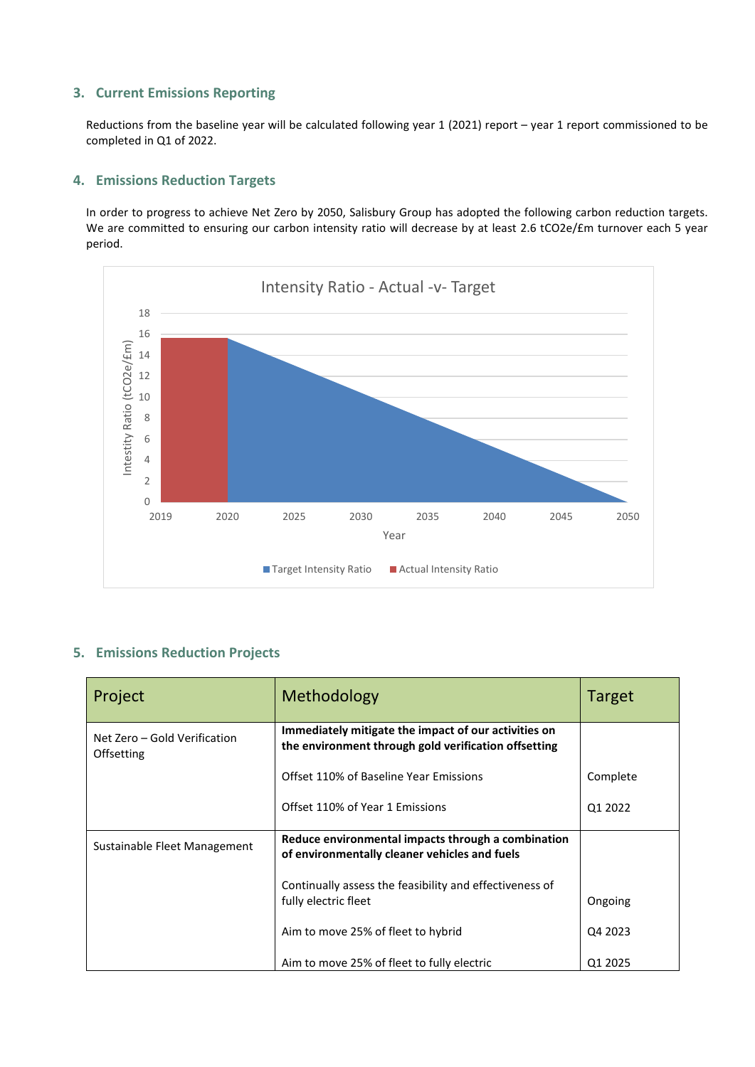## 3. Current Emissions Reporting

Reductions from the baseline year will be calculated following year 1 (2021) report – year 1 report commissioned to be completed in Q1 of 2022.

## 4. Emissions Reduction Targets

In order to progress to achieve Net Zero by 2050, Salisbury Group has adopted the following carbon reduction targets. We are committed to ensuring our carbon intensity ratio will decrease by at least 2.6 tCO2e/£m turnover each 5 year period.

## 5. Emissions Reduction Projects

| Project | Methodology | Target |
|---|---|---|
| Net Zero – Gold Verification Offsetting | **Immediately mitigate the impact of our activities on the environment through gold verification offsetting** | |
| | Offset 110% of Baseline Year Emissions | Complete |
| | Offset 110% of Year 1 Emissions | Q1 2022 |
| Sustainable Fleet Management | **Reduce environmental impacts through a combination of environmentally cleaner vehicles and fuels** | |
| | Continually assess the feasibility and effectiveness of fully electric fleet | Ongoing |
| | Aim to move 25% of fleet to hybrid | Q4 2023 |
| | Aim to move 25% of fleet to fully electric | Q1 2025 |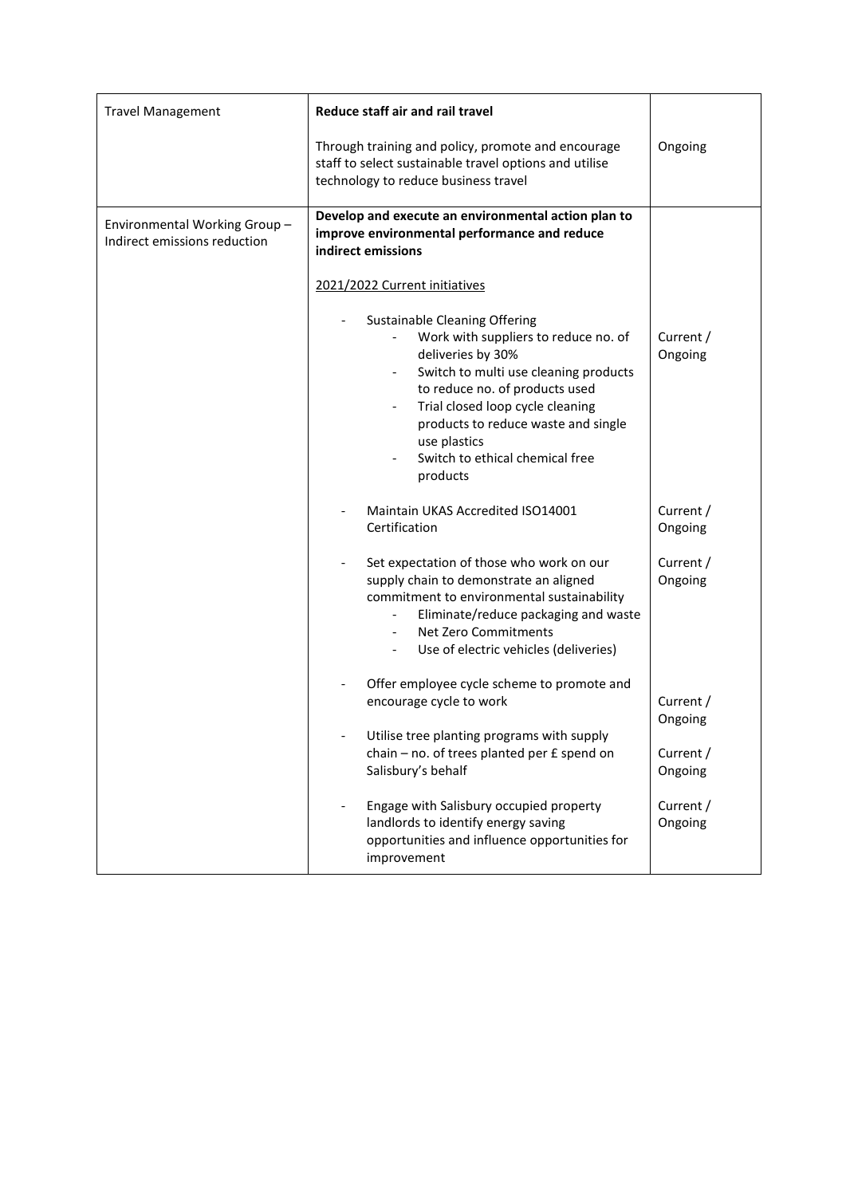| Travel Management | **Reduce staff air and rail travel**<br><br>Through training and policy, promote and encourage staff to select sustainable travel options and utilise technology to reduce business travel | Ongoing |
| --- | --- | --- |
| Environmental Working Group – Indirect emissions reduction | **Develop and execute an environmental action plan to improve environmental performance and reduce indirect emissions**<br><br>2021/2022 Current initiatives<br><br>- Sustainable Cleaning Offering<br>&nbsp;&nbsp;&nbsp;&nbsp;- Work with suppliers to reduce no. of deliveries by 30%<br>&nbsp;&nbsp;&nbsp;&nbsp;- Switch to multi use cleaning products to reduce no. of products used<br>&nbsp;&nbsp;&nbsp;&nbsp;- Trial closed loop cycle cleaning products to reduce waste and single use plastics<br>&nbsp;&nbsp;&nbsp;&nbsp;- Switch to ethical chemical free products | Current / Ongoing |
| | - Maintain UKAS Accredited ISO14001 Certification | Current / Ongoing |
| | - Set expectation of those who work on our supply chain to demonstrate an aligned commitment to environmental sustainability<br>&nbsp;&nbsp;&nbsp;&nbsp;- Eliminate/reduce packaging and waste<br>&nbsp;&nbsp;&nbsp;&nbsp;- Net Zero Commitments<br>&nbsp;&nbsp;&nbsp;&nbsp;- Use of electric vehicles (deliveries) | Current / Ongoing |
| | - Offer employee cycle scheme to promote and encourage cycle to work | Current / Ongoing |
| | - Utilise tree planting programs with supply chain – no. of trees planted per £ spend on Salisbury's behalf | Current / Ongoing |
| | - Engage with Salisbury occupied property landlords to identify energy saving opportunities and influence opportunities for improvement | Current / Ongoing |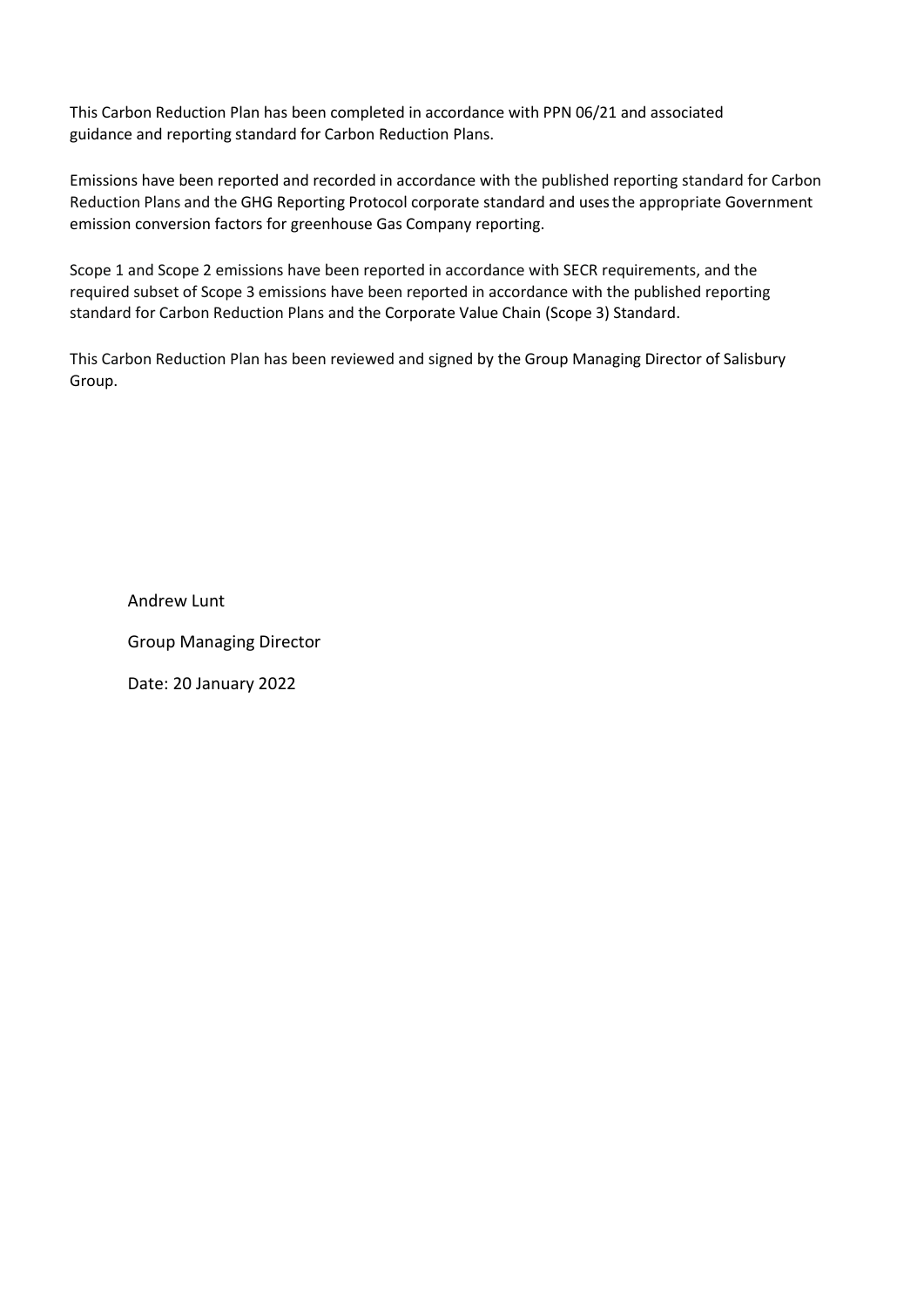This Carbon Reduction Plan has been completed in accordance with PPN 06/21 and associated guidance and reporting standard for Carbon Reduction Plans.

Emissions have been reported and recorded in accordance with the published reporting standard for Carbon Reduction Plans and the GHG Reporting Protocol corporate standard and uses the appropriate Government emission conversion factors for greenhouse Gas Company reporting.

Scope 1 and Scope 2 emissions have been reported in accordance with SECR requirements, and the required subset of Scope 3 emissions have been reported in accordance with the published reporting standard for Carbon Reduction Plans and the Corporate Value Chain (Scope 3) Standard.

This Carbon Reduction Plan has been reviewed and signed by the Group Managing Director of Salisbury Group.

Andrew Lunt

Group Managing Director

Date: 20 January 2022